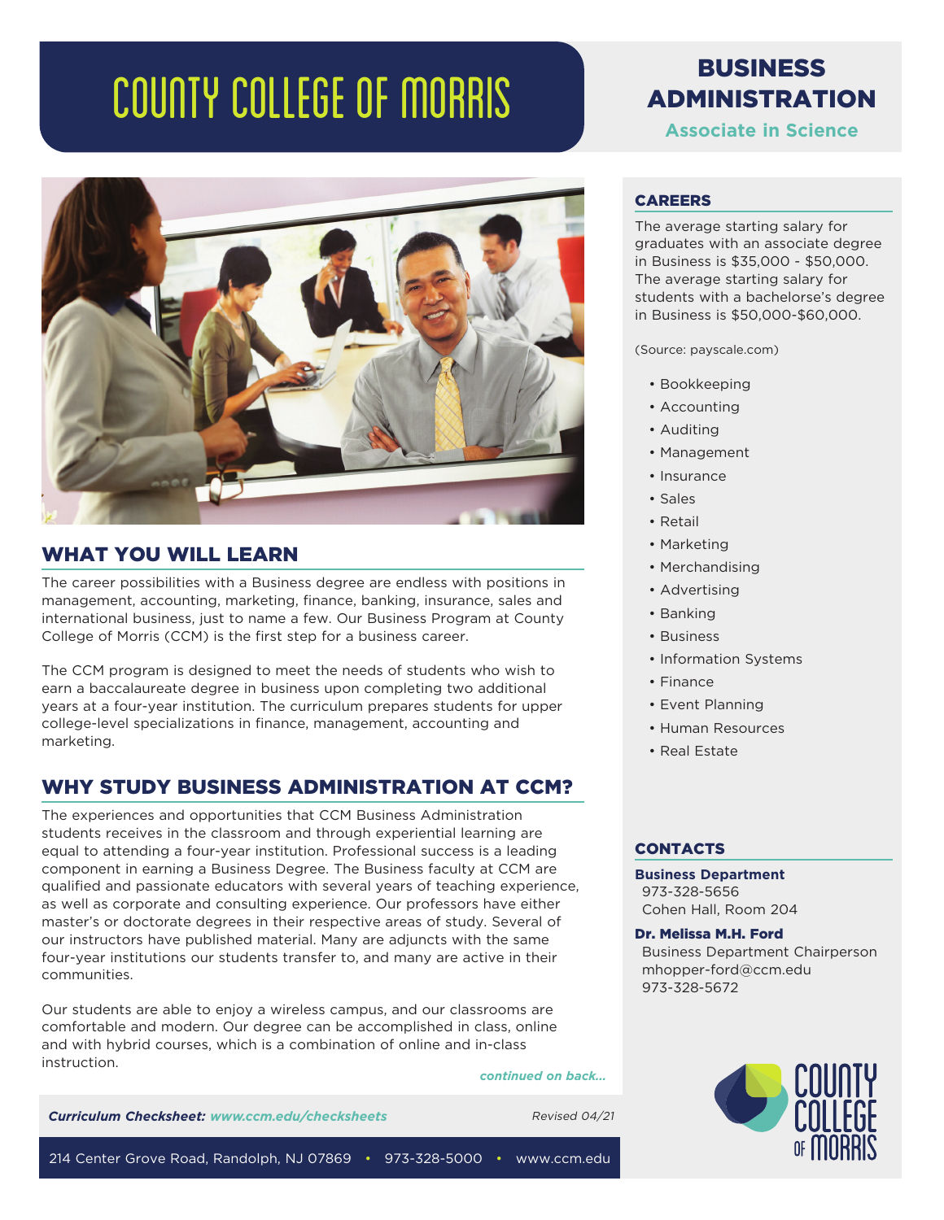# COUNTY COLLEGE OF MORRIS

# BUSINESS ADMINISTRATION

**Associate in Science**

## WHAT YOU WILL LEARN

The career possibilities with a Business degree are endless with positions in management, accounting, marketing, finance, banking, insurance, sales and international business, just to name a few. Our Business Program at County College of Morris (CCM) is the first step for a business career.

The CCM program is designed to meet the needs of students who wish to earn a baccalaureate degree in business upon completing two additional years at a four-year institution. The curriculum prepares students for upper college-level specializations in finance, management, accounting and marketing.

## WHY STUDY BUSINESS ADMINISTRATION AT CCM?

The experiences and opportunities that CCM Business Administration students receives in the classroom and through experiential learning are equal to attending a four-year institution. Professional success is a leading component in earning a Business Degree. The Business faculty at CCM are qualified and passionate educators with several years of teaching experience, as well as corporate and consulting experience. Our professors have either master's or doctorate degrees in their respective areas of study. Several of our instructors have published material. Many are adjuncts with the same four-year institutions our students transfer to, and many are active in their communities.

Our students are able to enjoy a wireless campus, and our classrooms are comfortable and modern. Our degree can be accomplished in class, online and with hybrid courses, which is a combination of online and in-class instruction.

*continued on back...*

## CAREERS

The average starting salary for graduates with an associate degree in Business is $35,000 - $50,000. The average starting salary for students with a bachelore's degree in Business is $50,000-$60,000.

(Source: payscale.com)

- Bookkeeping
- Accounting
- Auditing
- Management
- Insurance
- Sales
- Retail
- Marketing
- Merchandising
- Advertising
- Banking
- Business
- Information Systems
- Finance
- Event Planning
- Human Resources
- Real Estate

## CONTACTS

**Business Department**
973-328-5656
Cohen Hall, Room 204

**Dr. Melissa M.H. Ford**
Business Department Chairperson
mhopper-ford@ccm.edu
973-328-5672

***Curriculum Checksheet:*** ***www.ccm.edu/checksheets***

*Revised 04/21*

214 Center Grove Road, Randolph, NJ 07869 • 973-328-5000 • www.ccm.edu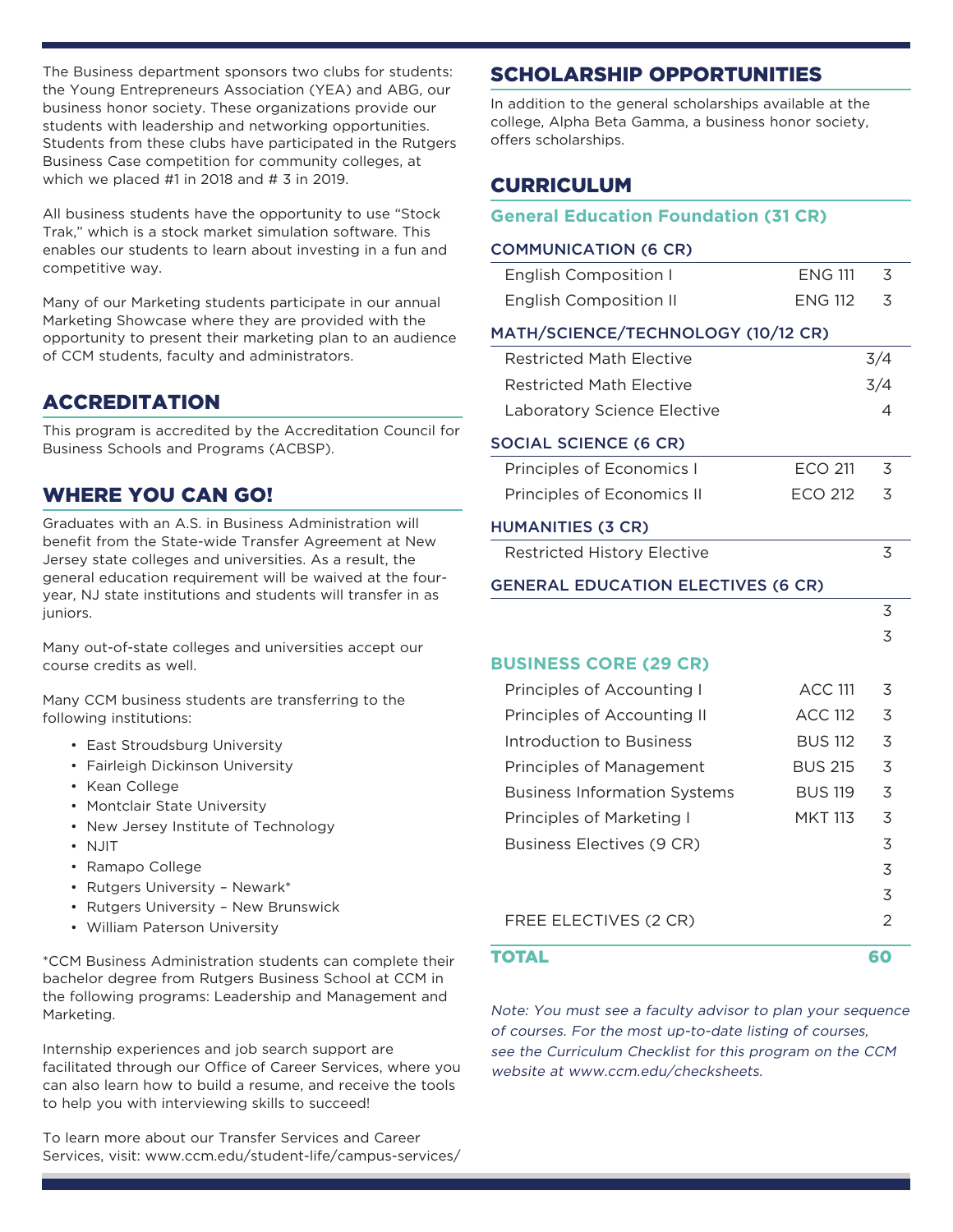The Business department sponsors two clubs for students: the Young Entrepreneurs Association (YEA) and ABG, our business honor society. These organizations provide our students with leadership and networking opportunities. Students from these clubs have participated in the Rutgers Business Case competition for community colleges, at which we placed #1 in 2018 and # 3 in 2019.

All business students have the opportunity to use “Stock Trak,” which is a stock market simulation software. This enables our students to learn about investing in a fun and competitive way.

Many of our Marketing students participate in our annual Marketing Showcase where they are provided with the opportunity to present their marketing plan to an audience of CCM students, faculty and administrators.

## ACCREDITATION

This program is accredited by the Accreditation Council for Business Schools and Programs (ACBSP).

## WHERE YOU CAN GO!

Graduates with an A.S. in Business Administration will benefit from the State-wide Transfer Agreement at New Jersey state colleges and universities. As a result, the general education requirement will be waived at the four-year, NJ state institutions and students will transfer in as juniors.

Many out-of-state colleges and universities accept our course credits as well.

Many CCM business students are transferring to the following institutions:

- East Stroudsburg University
- Fairleigh Dickinson University
- Kean College
- Montclair State University
- New Jersey Institute of Technology
- NJIT
- Ramapo College
- Rutgers University – Newark*
- Rutgers University – New Brunswick
- William Paterson University

*CCM Business Administration students can complete their bachelor degree from Rutgers Business School at CCM in the following programs: Leadership and Management and Marketing.

Internship experiences and job search support are facilitated through our Office of Career Services, where you can also learn how to build a resume, and receive the tools to help you with interviewing skills to succeed!

To learn more about our Transfer Services and Career Services, visit: www.ccm.edu/student-life/campus-services/

## SCHOLARSHIP OPPORTUNITIES

In addition to the general scholarships available at the college, Alpha Beta Gamma, a business honor society, offers scholarships.

## CURRICULUM

### General Education Foundation (31 CR)

#### COMMUNICATION (6 CR)

| | | |
|---|---|---|
| English Composition I | ENG 111 | 3 |
| English Composition II | ENG 112 | 3 |

#### MATH/SCIENCE/TECHNOLOGY (10/12 CR)

| | | |
|---|---|---|
| Restricted Math Elective | | 3/4 |
| Restricted Math Elective | | 3/4 |
| Laboratory Science Elective | | 4 |

#### SOCIAL SCIENCE (6 CR)

| | | |
|---|---|---|
| Principles of Economics I | ECO 211 | 3 |
| Principles of Economics II | ECO 212 | 3 |

#### HUMANITIES (3 CR)

| | | |
|---|---|---|
| Restricted History Elective | | 3 |

#### GENERAL EDUCATION ELECTIVES (6 CR)

| | | |
|---|---|---|
| | | 3 |
| | | 3 |

### BUSINESS CORE (29 CR)

| | | |
|---|---|---|
| Principles of Accounting I | ACC 111 | 3 |
| Principles of Accounting II | ACC 112 | 3 |
| Introduction to Business | BUS 112 | 3 |
| Principles of Management | BUS 215 | 3 |
| Business Information Systems | BUS 119 | 3 |
| Principles of Marketing I | MKT 113 | 3 |
| Business Electives (9 CR) | | 3 |
| | | 3 |
| | | 3 |
| FREE ELECTIVES (2 CR) | | 2 |

**TOTAL 60**

*Note: You must see a faculty advisor to plan your sequence of courses. For the most up-to-date listing of courses, see the Curriculum Checklist for this program on the CCM website at www.ccm.edu/checksheets.*